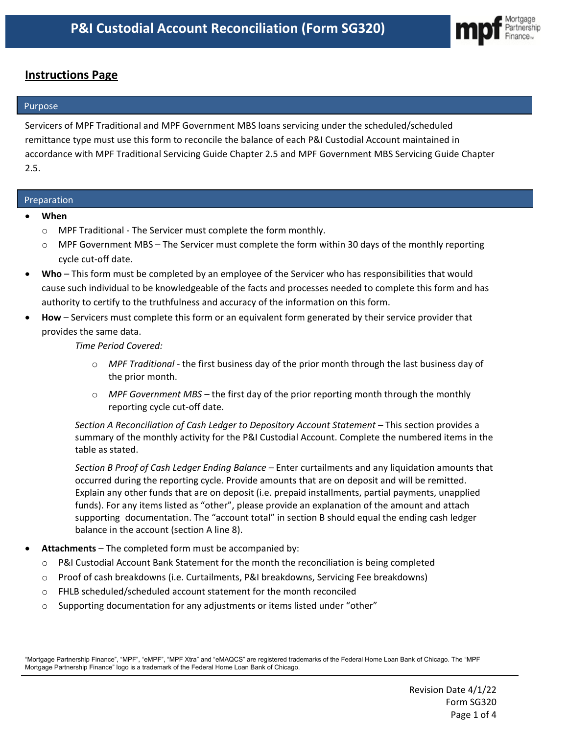# P&I Custodial Account Reconciliation (Form SG320)

## Instructions Page

### Purpose

Servicers of MPF Traditional and MPF Government MBS loans servicing under the scheduled/scheduled remittance type must use this form to reconcile the balance of each P&I Custodial Account maintained in accordance with MPF Traditional Servicing Guide Chapter 2.5 and MPF Government MBS Servicing Guide Chapter 2.5.

### Preparation

- **When**
  - MPF Traditional - The Servicer must complete the form monthly.
  - MPF Government MBS – The Servicer must complete the form within 30 days of the monthly reporting cycle cut-off date.
- **Who** – This form must be completed by an employee of the Servicer who has responsibilities that would cause such individual to be knowledgeable of the facts and processes needed to complete this form and has authority to certify to the truthfulness and accuracy of the information on this form.
- **How** – Servicers must complete this form or an equivalent form generated by their service provider that provides the same data.

  *Time Period Covered:*

  - *MPF Traditional* - the first business day of the prior month through the last business day of the prior month.
  - *MPF Government MBS* – the first day of the prior reporting month through the monthly reporting cycle cut-off date.

  *Section A Reconciliation of Cash Ledger to Depository Account Statement* – This section provides a summary of the monthly activity for the P&I Custodial Account. Complete the numbered items in the table as stated.

  *Section B Proof of Cash Ledger Ending Balance* – Enter curtailments and any liquidation amounts that occurred during the reporting cycle. Provide amounts that are on deposit and will be remitted. Explain any other funds that are on deposit (i.e. prepaid installments, partial payments, unapplied funds). For any items listed as "other", please provide an explanation of the amount and attach supporting documentation. The "account total" in section B should equal the ending cash ledger balance in the account (section A line 8).

- **Attachments** – The completed form must be accompanied by:
  - P&I Custodial Account Bank Statement for the month the reconciliation is being completed
  - Proof of cash breakdowns (i.e. Curtailments, P&I breakdowns, Servicing Fee breakdowns)
  - FHLB scheduled/scheduled account statement for the month reconciled
  - Supporting documentation for any adjustments or items listed under "other"

"Mortgage Partnership Finance", "MPF", "eMPF", "MPF Xtra" and "eMAQCS" are registered trademarks of the Federal Home Loan Bank of Chicago. The "MPF Mortgage Partnership Finance" logo is a trademark of the Federal Home Loan Bank of Chicago.

Revision Date 4/1/22
Form SG320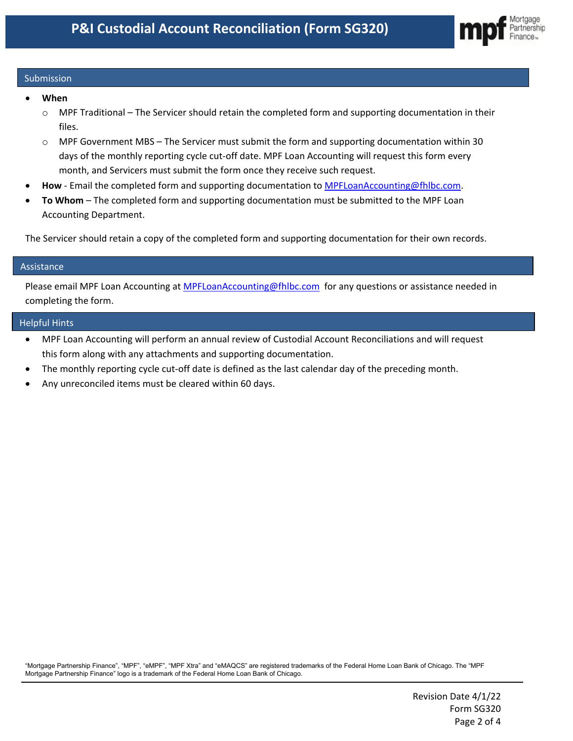## Submission

- **When**
  - MPF Traditional – The Servicer should retain the completed form and supporting documentation in their files.
  - MPF Government MBS – The Servicer must submit the form and supporting documentation within 30 days of the monthly reporting cycle cut-off date. MPF Loan Accounting will request this form every month, and Servicers must submit the form once they receive such request.
- **How** - Email the completed form and supporting documentation to MPFLoanAccounting@fhlbc.com.
- **To Whom** – The completed form and supporting documentation must be submitted to the MPF Loan Accounting Department.

The Servicer should retain a copy of the completed form and supporting documentation for their own records.

## Assistance

Please email MPF Loan Accounting at MPFLoanAccounting@fhlbc.com for any questions or assistance needed in completing the form.

## Helpful Hints

- MPF Loan Accounting will perform an annual review of Custodial Account Reconciliations and will request this form along with any attachments and supporting documentation.
- The monthly reporting cycle cut-off date is defined as the last calendar day of the preceding month.
- Any unreconciled items must be cleared within 60 days.

"Mortgage Partnership Finance", "MPF", "eMPF", "MPF Xtra" and "eMAQCS" are registered trademarks of the Federal Home Loan Bank of Chicago. The "MPF Mortgage Partnership Finance" logo is a trademark of the Federal Home Loan Bank of Chicago.

Revision Date 4/1/22
Form SG320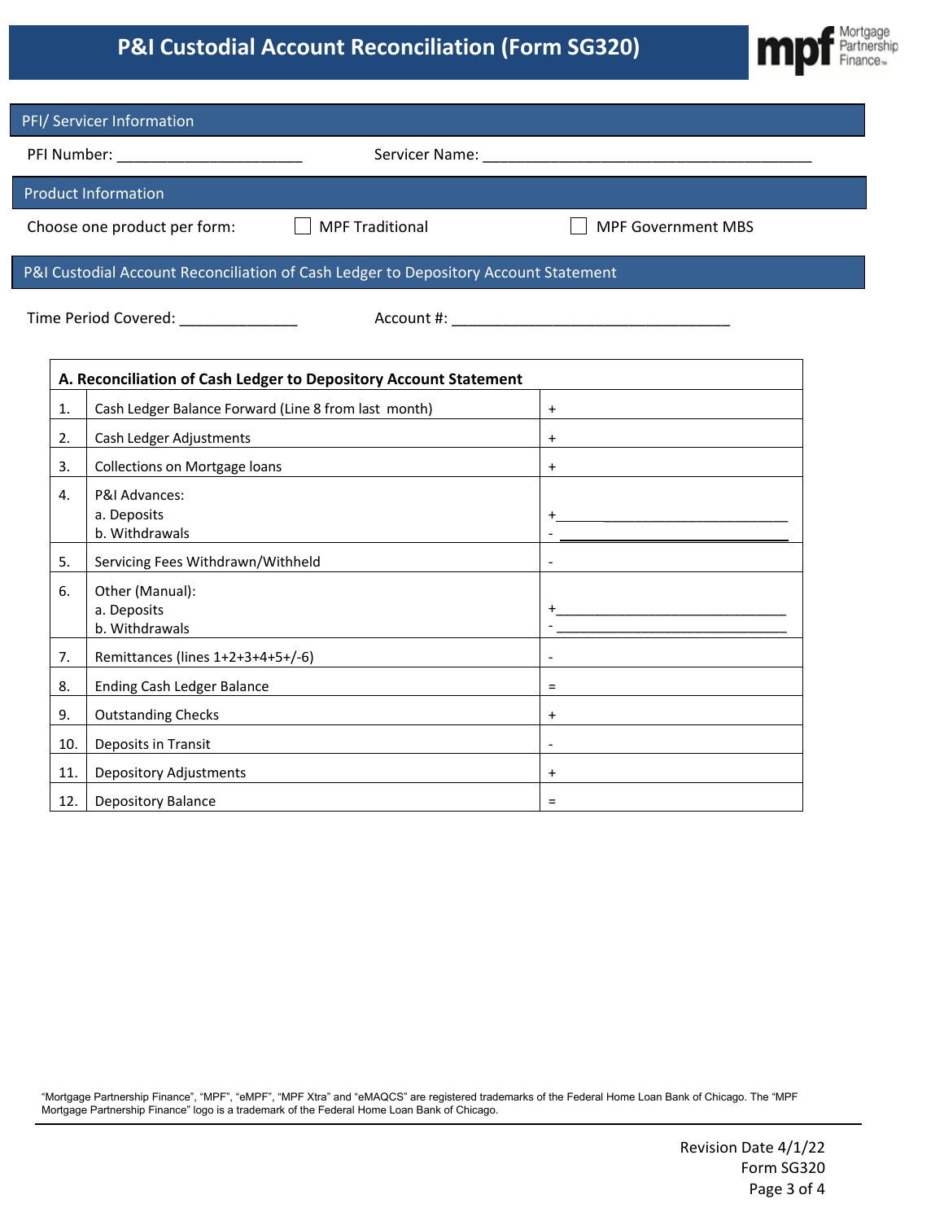# P&I Custodial Account Reconciliation (Form SG320)

## PFI/ Servicer Information

PFI Number: ______________________ Servicer Name: ________________________________________

## Product Information

Choose one product per form: ☐ MPF Traditional ☐ MPF Government MBS

## P&I Custodial Account Reconciliation of Cash Ledger to Depository Account Statement

Time Period Covered: ______________ Account #: _________________________________

| A. Reconciliation of Cash Ledger to Depository Account Statement | | |
|---|---|---|
| 1. | Cash Ledger Balance Forward (Line 8 from last month) | + |
| 2. | Cash Ledger Adjustments | + |
| 3. | Collections on Mortgage loans | + |
| 4. | P&I Advances:<br>a. Deposits<br>b. Withdrawals | +___________________________<br>- ___________________________ |
| 5. | Servicing Fees Withdrawn/Withheld | - |
| 6. | Other (Manual):<br>a. Deposits<br>b. Withdrawals | +___________________________<br>- ___________________________ |
| 7. | Remittances (lines 1+2+3+4+5+/-6) | - |
| 8. | Ending Cash Ledger Balance | = |
| 9. | Outstanding Checks | + |
| 10. | Deposits in Transit | - |
| 11. | Depository Adjustments | + |
| 12. | Depository Balance | = |

"Mortgage Partnership Finance", "MPF", "eMPF", "MPF Xtra" and "eMAQCS" are registered trademarks of the Federal Home Loan Bank of Chicago. The "MPF Mortgage Partnership Finance" logo is a trademark of the Federal Home Loan Bank of Chicago.

Revision Date 4/1/22
Form SG320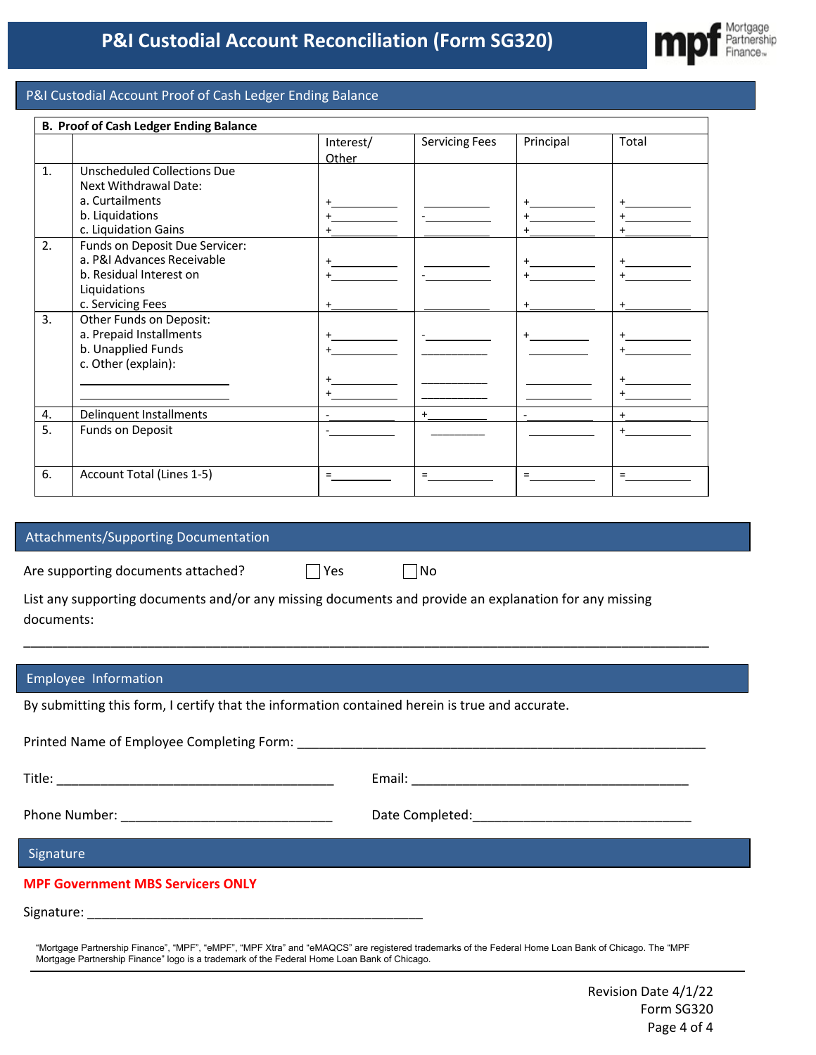# P&I Custodial Account Reconciliation (Form SG320)

## P&I Custodial Account Proof of Cash Ledger Ending Balance

| B. Proof of Cash Ledger Ending Balance | | | | | |
|---|---|---|---|---|---|
| | | Interest/ Other | Servicing Fees | Principal | Total |
| 1. | Unscheduled Collections Due Next Withdrawal Date: | | | | |
| | a. Curtailments | +______ | ______ | +______ | +______ |
| | b. Liquidations | +______ | -______ | +______ | +______ |
| | c. Liquidation Gains | +______ | ______ | +______ | +______ |
| 2. | Funds on Deposit Due Servicer: | | | | |
| | a. P&I Advances Receivable | +______ | ______ | +______ | +______ |
| | b. Residual Interest on Liquidations | +______ | -______ | +______ | +______ |
| | c. Servicing Fees | +______ | ______ | +______ | +______ |
| 3. | Other Funds on Deposit: | | | | |
| | a. Prepaid Installments | +______ | -______ | +______ | +______ |
| | b. Unapplied Funds | +______ | ______ | ______ | +______ |
| | c. Other (explain): ______ | +______ | ______ | ______ | +______ |
| | ______ | +______ | ______ | ______ | +______ |
| 4. | Delinquent Installments | -______ | +______ | -______ | +______ |
| 5. | Funds on Deposit | -______ | ______ | ______ | +______ |
| 6. | Account Total (Lines 1-5) | =______ | =______ | =______ | =______ |

## Attachments/Supporting Documentation

Are supporting documents attached? ☐ Yes ☐ No

List any supporting documents and/or any missing documents and provide an explanation for any missing documents:

________________________________________________________________________________

## Employee Information

By submitting this form, I certify that the information contained herein is true and accurate.

Printed Name of Employee Completing Form: ______________________________________________

Title: ______________________________ Email: ______________________________

Phone Number: ______________________ Date Completed: ______________________

## Signature

**MPF Government MBS Servicers ONLY**

Signature: ______________________________________

"Mortgage Partnership Finance", "MPF", "eMPF", "MPF Xtra" and "eMAQCS" are registered trademarks of the Federal Home Loan Bank of Chicago. The "MPF Mortgage Partnership Finance" logo is a trademark of the Federal Home Loan Bank of Chicago.

Revision Date 4/1/22
Form SG320